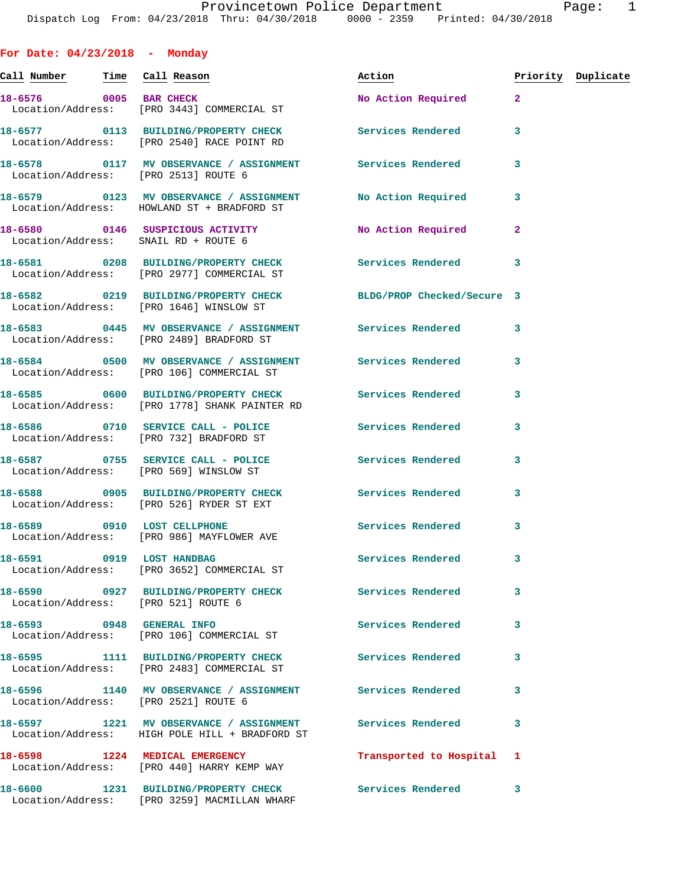Dispatch Log From: 04/23/2018 Thru: 04/30/2018 0000 - 2359 Printed: 04/30/2018

## For Date: 04/23/2018 - Monday

| Call Number | Time | Call Reason | Action | Priority | Duplicate |
|---|---|---|---|---|---|
| 18-6576 | 0005 | BAR CHECK<br>Location/Address: [PRO 3443] COMMERCIAL ST | No Action Required | 2 | |
| 18-6577 | 0113 | BUILDING/PROPERTY CHECK<br>Location/Address: [PRO 2540] RACE POINT RD | Services Rendered | 3 | |
| 18-6578 | 0117 | MV OBSERVANCE / ASSIGNMENT<br>Location/Address: [PRO 2513] ROUTE 6 | Services Rendered | 3 | |
| 18-6579 | 0123 | MV OBSERVANCE / ASSIGNMENT<br>Location/Address: HOWLAND ST + BRADFORD ST | No Action Required | 3 | |
| 18-6580 | 0146 | SUSPICIOUS ACTIVITY<br>Location/Address: SNAIL RD + ROUTE 6 | No Action Required | 2 | |
| 18-6581 | 0208 | BUILDING/PROPERTY CHECK<br>Location/Address: [PRO 2977] COMMERCIAL ST | Services Rendered | 3 | |
| 18-6582 | 0219 | BUILDING/PROPERTY CHECK<br>Location/Address: [PRO 1646] WINSLOW ST | BLDG/PROP Checked/Secure | 3 | |
| 18-6583 | 0445 | MV OBSERVANCE / ASSIGNMENT<br>Location/Address: [PRO 2489] BRADFORD ST | Services Rendered | 3 | |
| 18-6584 | 0500 | MV OBSERVANCE / ASSIGNMENT<br>Location/Address: [PRO 106] COMMERCIAL ST | Services Rendered | 3 | |
| 18-6585 | 0600 | BUILDING/PROPERTY CHECK<br>Location/Address: [PRO 1778] SHANK PAINTER RD | Services Rendered | 3 | |
| 18-6586 | 0710 | SERVICE CALL - POLICE<br>Location/Address: [PRO 732] BRADFORD ST | Services Rendered | 3 | |
| 18-6587 | 0755 | SERVICE CALL - POLICE<br>Location/Address: [PRO 569] WINSLOW ST | Services Rendered | 3 | |
| 18-6588 | 0905 | BUILDING/PROPERTY CHECK<br>Location/Address: [PRO 526] RYDER ST EXT | Services Rendered | 3 | |
| 18-6589 | 0910 | LOST CELLPHONE<br>Location/Address: [PRO 986] MAYFLOWER AVE | Services Rendered | 3 | |
| 18-6591 | 0919 | LOST HANDBAG<br>Location/Address: [PRO 3652] COMMERCIAL ST | Services Rendered | 3 | |
| 18-6590 | 0927 | BUILDING/PROPERTY CHECK<br>Location/Address: [PRO 521] ROUTE 6 | Services Rendered | 3 | |
| 18-6593 | 0948 | GENERAL INFO<br>Location/Address: [PRO 106] COMMERCIAL ST | Services Rendered | 3 | |
| 18-6595 | 1111 | BUILDING/PROPERTY CHECK<br>Location/Address: [PRO 2483] COMMERCIAL ST | Services Rendered | 3 | |
| 18-6596 | 1140 | MV OBSERVANCE / ASSIGNMENT<br>Location/Address: [PRO 2521] ROUTE 6 | Services Rendered | 3 | |
| 18-6597 | 1221 | MV OBSERVANCE / ASSIGNMENT<br>Location/Address: HIGH POLE HILL + BRADFORD ST | Services Rendered | 3 | |
| 18-6598 | 1224 | MEDICAL EMERGENCY<br>Location/Address: [PRO 440] HARRY KEMP WAY | Transported to Hospital | 1 | |
| 18-6600 | 1231 | BUILDING/PROPERTY CHECK<br>Location/Address: [PRO 3259] MACMILLAN WHARF | Services Rendered | 3 | |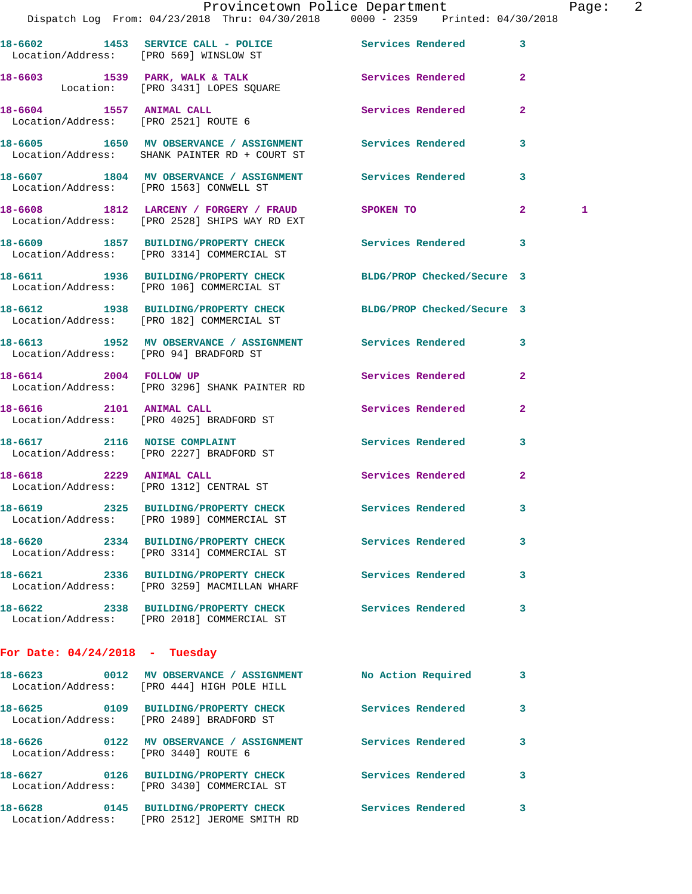18-6602 1453 SERVICE CALL - POLICE Services Rendered 3
Location/Address: [PRO 569] WINSLOW ST

18-6603 1539 PARK, WALK & TALK Services Rendered 2
Location: [PRO 3431] LOPES SQUARE

18-6604 1557 ANIMAL CALL Services Rendered 2
Location/Address: [PRO 2521] ROUTE 6

18-6605 1650 MV OBSERVANCE / ASSIGNMENT Services Rendered 3
Location/Address: SHANK PAINTER RD + COURT ST

18-6607 1804 MV OBSERVANCE / ASSIGNMENT Services Rendered 3
Location/Address: [PRO 1563] CONWELL ST

18-6608 1812 LARCENY / FORGERY / FRAUD SPOKEN TO 2 1
Location/Address: [PRO 2528] SHIPS WAY RD EXT

18-6609 1857 BUILDING/PROPERTY CHECK Services Rendered 3
Location/Address: [PRO 3314] COMMERCIAL ST

18-6611 1936 BUILDING/PROPERTY CHECK BLDG/PROP Checked/Secure 3
Location/Address: [PRO 106] COMMERCIAL ST

18-6612 1938 BUILDING/PROPERTY CHECK BLDG/PROP Checked/Secure 3
Location/Address: [PRO 182] COMMERCIAL ST

18-6613 1952 MV OBSERVANCE / ASSIGNMENT Services Rendered 3
Location/Address: [PRO 94] BRADFORD ST

18-6614 2004 FOLLOW UP Services Rendered 2
Location/Address: [PRO 3296] SHANK PAINTER RD

18-6616 2101 ANIMAL CALL Services Rendered 2
Location/Address: [PRO 4025] BRADFORD ST

18-6617 2116 NOISE COMPLAINT Services Rendered 3
Location/Address: [PRO 2227] BRADFORD ST

18-6618 2229 ANIMAL CALL Services Rendered 2
Location/Address: [PRO 1312] CENTRAL ST

18-6619 2325 BUILDING/PROPERTY CHECK Services Rendered 3
Location/Address: [PRO 1989] COMMERCIAL ST

18-6620 2334 BUILDING/PROPERTY CHECK Services Rendered 3
Location/Address: [PRO 3314] COMMERCIAL ST

18-6621 2336 BUILDING/PROPERTY CHECK Services Rendered 3
Location/Address: [PRO 3259] MACMILLAN WHARF

18-6622 2338 BUILDING/PROPERTY CHECK Services Rendered 3
Location/Address: [PRO 2018] COMMERCIAL ST

## For Date: 04/24/2018 - Tuesday

18-6623 0012 MV OBSERVANCE / ASSIGNMENT No Action Required 3
Location/Address: [PRO 444] HIGH POLE HILL

18-6625 0109 BUILDING/PROPERTY CHECK Services Rendered 3
Location/Address: [PRO 2489] BRADFORD ST

18-6626 0122 MV OBSERVANCE / ASSIGNMENT Services Rendered 3
Location/Address: [PRO 3440] ROUTE 6

18-6627 0126 BUILDING/PROPERTY CHECK Services Rendered 3
Location/Address: [PRO 3430] COMMERCIAL ST

18-6628 0145 BUILDING/PROPERTY CHECK Services Rendered 3
Location/Address: [PRO 2512] JEROME SMITH RD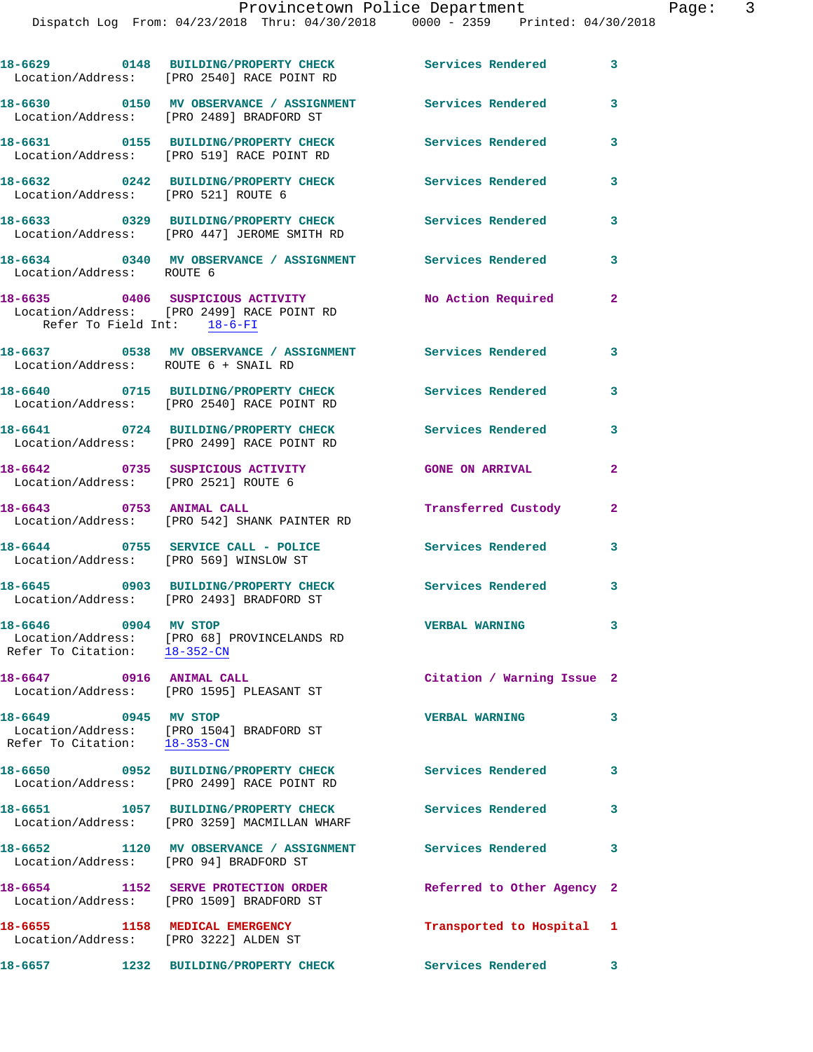18-6629 0148 BUILDING/PROPERTY CHECK Services Rendered 3
Location/Address: [PRO 2540] RACE POINT RD

18-6630 0150 MV OBSERVANCE / ASSIGNMENT Services Rendered 3
Location/Address: [PRO 2489] BRADFORD ST

18-6631 0155 BUILDING/PROPERTY CHECK Services Rendered 3
Location/Address: [PRO 519] RACE POINT RD

18-6632 0242 BUILDING/PROPERTY CHECK Services Rendered 3
Location/Address: [PRO 521] ROUTE 6

18-6633 0329 BUILDING/PROPERTY CHECK Services Rendered 3
Location/Address: [PRO 447] JEROME SMITH RD

18-6634 0340 MV OBSERVANCE / ASSIGNMENT Services Rendered 3
Location/Address: ROUTE 6

18-6635 0406 SUSPICIOUS ACTIVITY No Action Required 2
Location/Address: [PRO 2499] RACE POINT RD
Refer To Field Int: 18-6-FI

18-6637 0538 MV OBSERVANCE / ASSIGNMENT Services Rendered 3
Location/Address: ROUTE 6 + SNAIL RD

18-6640 0715 BUILDING/PROPERTY CHECK Services Rendered 3
Location/Address: [PRO 2540] RACE POINT RD

18-6641 0724 BUILDING/PROPERTY CHECK Services Rendered 3
Location/Address: [PRO 2499] RACE POINT RD

18-6642 0735 SUSPICIOUS ACTIVITY GONE ON ARRIVAL 2
Location/Address: [PRO 2521] ROUTE 6

18-6643 0753 ANIMAL CALL Transferred Custody 2
Location/Address: [PRO 542] SHANK PAINTER RD

18-6644 0755 SERVICE CALL - POLICE Services Rendered 3
Location/Address: [PRO 569] WINSLOW ST

18-6645 0903 BUILDING/PROPERTY CHECK Services Rendered 3
Location/Address: [PRO 2493] BRADFORD ST

18-6646 0904 MV STOP VERBAL WARNING 3
Location/Address: [PRO 68] PROVINCELANDS RD
Refer To Citation: 18-352-CN

18-6647 0916 ANIMAL CALL Citation / Warning Issue 2
Location/Address: [PRO 1595] PLEASANT ST

18-6649 0945 MV STOP VERBAL WARNING 3
Location/Address: [PRO 1504] BRADFORD ST
Refer To Citation: 18-353-CN

18-6650 0952 BUILDING/PROPERTY CHECK Services Rendered 3
Location/Address: [PRO 2499] RACE POINT RD

18-6651 1057 BUILDING/PROPERTY CHECK Services Rendered 3
Location/Address: [PRO 3259] MACMILLAN WHARF

18-6652 1120 MV OBSERVANCE / ASSIGNMENT Services Rendered 3
Location/Address: [PRO 94] BRADFORD ST

18-6654 1152 SERVE PROTECTION ORDER Referred to Other Agency 2
Location/Address: [PRO 1509] BRADFORD ST

18-6655 1158 MEDICAL EMERGENCY Transported to Hospital 1
Location/Address: [PRO 3222] ALDEN ST

18-6657 1232 BUILDING/PROPERTY CHECK Services Rendered 3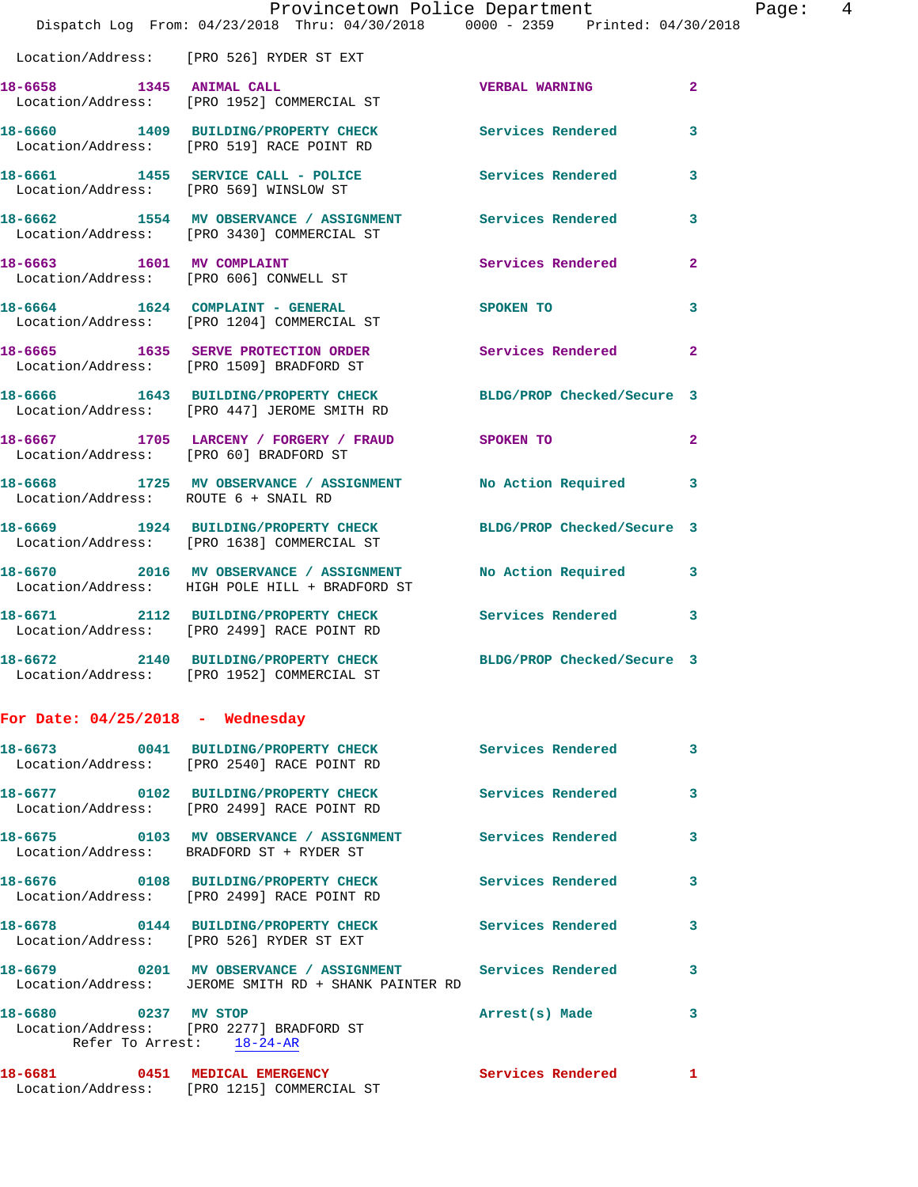Location/Address: [PRO 526] RYDER ST EXT

18-6658 1345 ANIMAL CALL VERBAL WARNING 2
Location/Address: [PRO 1952] COMMERCIAL ST

18-6660 1409 BUILDING/PROPERTY CHECK Services Rendered 3
Location/Address: [PRO 519] RACE POINT RD

18-6661 1455 SERVICE CALL - POLICE Services Rendered 3
Location/Address: [PRO 569] WINSLOW ST

18-6662 1554 MV OBSERVANCE / ASSIGNMENT Services Rendered 3
Location/Address: [PRO 3430] COMMERCIAL ST

18-6663 1601 MV COMPLAINT Services Rendered 2
Location/Address: [PRO 606] CONWELL ST

18-6664 1624 COMPLAINT - GENERAL SPOKEN TO 3
Location/Address: [PRO 1204] COMMERCIAL ST

18-6665 1635 SERVE PROTECTION ORDER Services Rendered 2
Location/Address: [PRO 1509] BRADFORD ST

18-6666 1643 BUILDING/PROPERTY CHECK BLDG/PROP Checked/Secure 3
Location/Address: [PRO 447] JEROME SMITH RD

18-6667 1705 LARCENY / FORGERY / FRAUD SPOKEN TO 2
Location/Address: [PRO 60] BRADFORD ST

18-6668 1725 MV OBSERVANCE / ASSIGNMENT No Action Required 3
Location/Address: ROUTE 6 + SNAIL RD

18-6669 1924 BUILDING/PROPERTY CHECK BLDG/PROP Checked/Secure 3
Location/Address: [PRO 1638] COMMERCIAL ST

18-6670 2016 MV OBSERVANCE / ASSIGNMENT No Action Required 3
Location/Address: HIGH POLE HILL + BRADFORD ST

18-6671 2112 BUILDING/PROPERTY CHECK Services Rendered 3
Location/Address: [PRO 2499] RACE POINT RD

18-6672 2140 BUILDING/PROPERTY CHECK BLDG/PROP Checked/Secure 3
Location/Address: [PRO 1952] COMMERCIAL ST

## For Date: 04/25/2018 - Wednesday

18-6673 0041 BUILDING/PROPERTY CHECK Services Rendered 3
Location/Address: [PRO 2540] RACE POINT RD

18-6677 0102 BUILDING/PROPERTY CHECK Services Rendered 3
Location/Address: [PRO 2499] RACE POINT RD

18-6675 0103 MV OBSERVANCE / ASSIGNMENT Services Rendered 3
Location/Address: BRADFORD ST + RYDER ST

18-6676 0108 BUILDING/PROPERTY CHECK Services Rendered 3
Location/Address: [PRO 2499] RACE POINT RD

18-6678 0144 BUILDING/PROPERTY CHECK Services Rendered 3
Location/Address: [PRO 526] RYDER ST EXT

18-6679 0201 MV OBSERVANCE / ASSIGNMENT Services Rendered 3
Location/Address: JEROME SMITH RD + SHANK PAINTER RD

18-6680 0237 MV STOP Arrest(s) Made 3
Location/Address: [PRO 2277] BRADFORD ST
Refer To Arrest: 18-24-AR

18-6681 0451 MEDICAL EMERGENCY Services Rendered 1
Location/Address: [PRO 1215] COMMERCIAL ST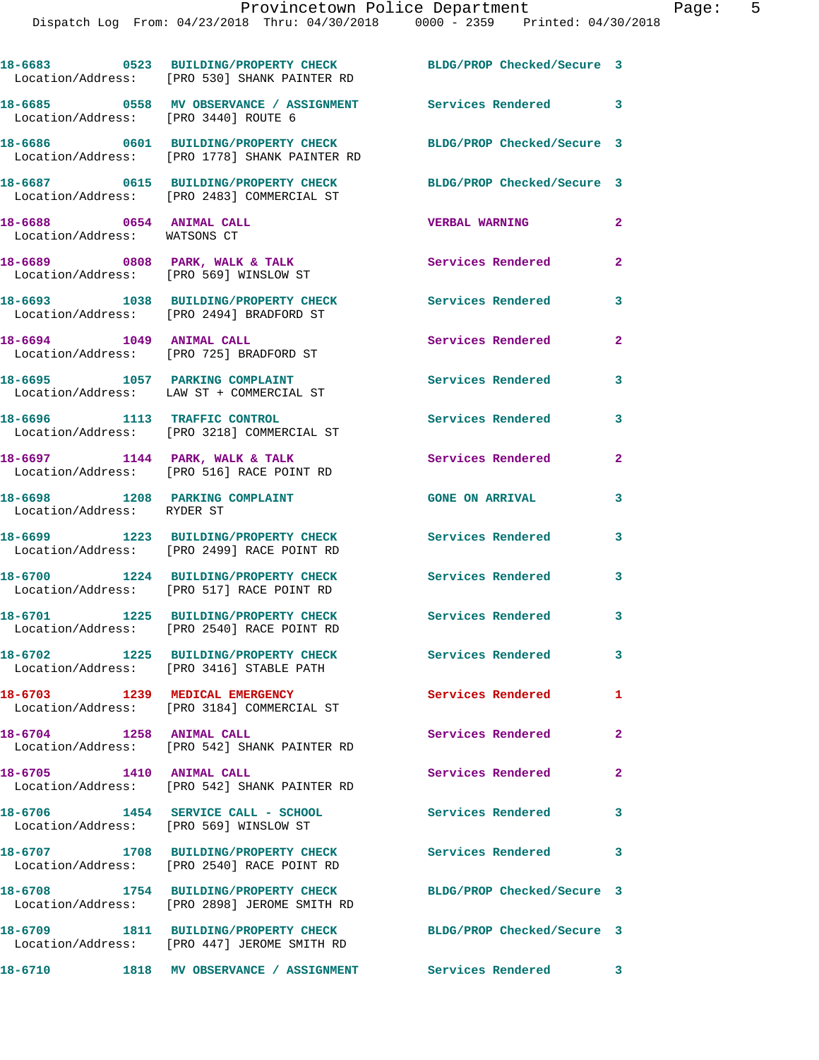18-6683 0523 BUILDING/PROPERTY CHECK BLDG/PROP Checked/Secure 3
Location/Address: [PRO 530] SHANK PAINTER RD

18-6685 0558 MV OBSERVANCE / ASSIGNMENT Services Rendered 3
Location/Address: [PRO 3440] ROUTE 6

18-6686 0601 BUILDING/PROPERTY CHECK BLDG/PROP Checked/Secure 3
Location/Address: [PRO 1778] SHANK PAINTER RD

18-6687 0615 BUILDING/PROPERTY CHECK BLDG/PROP Checked/Secure 3
Location/Address: [PRO 2483] COMMERCIAL ST

18-6688 0654 ANIMAL CALL VERBAL WARNING 2
Location/Address: WATSONS CT

18-6689 0808 PARK, WALK & TALK Services Rendered 2
Location/Address: [PRO 569] WINSLOW ST

18-6693 1038 BUILDING/PROPERTY CHECK Services Rendered 3
Location/Address: [PRO 2494] BRADFORD ST

18-6694 1049 ANIMAL CALL Services Rendered 2
Location/Address: [PRO 725] BRADFORD ST

18-6695 1057 PARKING COMPLAINT Services Rendered 3
Location/Address: LAW ST + COMMERCIAL ST

18-6696 1113 TRAFFIC CONTROL Services Rendered 3
Location/Address: [PRO 3218] COMMERCIAL ST

18-6697 1144 PARK, WALK & TALK Services Rendered 2
Location/Address: [PRO 516] RACE POINT RD

18-6698 1208 PARKING COMPLAINT GONE ON ARRIVAL 3
Location/Address: RYDER ST

18-6699 1223 BUILDING/PROPERTY CHECK Services Rendered 3
Location/Address: [PRO 2499] RACE POINT RD

18-6700 1224 BUILDING/PROPERTY CHECK Services Rendered 3
Location/Address: [PRO 517] RACE POINT RD

18-6701 1225 BUILDING/PROPERTY CHECK Services Rendered 3
Location/Address: [PRO 2540] RACE POINT RD

18-6702 1225 BUILDING/PROPERTY CHECK Services Rendered 3
Location/Address: [PRO 3416] STABLE PATH

18-6703 1239 MEDICAL EMERGENCY Services Rendered 1
Location/Address: [PRO 3184] COMMERCIAL ST

18-6704 1258 ANIMAL CALL Services Rendered 2
Location/Address: [PRO 542] SHANK PAINTER RD

18-6705 1410 ANIMAL CALL Services Rendered 2
Location/Address: [PRO 542] SHANK PAINTER RD

18-6706 1454 SERVICE CALL - SCHOOL Services Rendered 3
Location/Address: [PRO 569] WINSLOW ST

18-6707 1708 BUILDING/PROPERTY CHECK Services Rendered 3
Location/Address: [PRO 2540] RACE POINT RD

18-6708 1754 BUILDING/PROPERTY CHECK BLDG/PROP Checked/Secure 3
Location/Address: [PRO 2898] JEROME SMITH RD

18-6709 1811 BUILDING/PROPERTY CHECK BLDG/PROP Checked/Secure 3
Location/Address: [PRO 447] JEROME SMITH RD

18-6710 1818 MV OBSERVANCE / ASSIGNMENT Services Rendered 3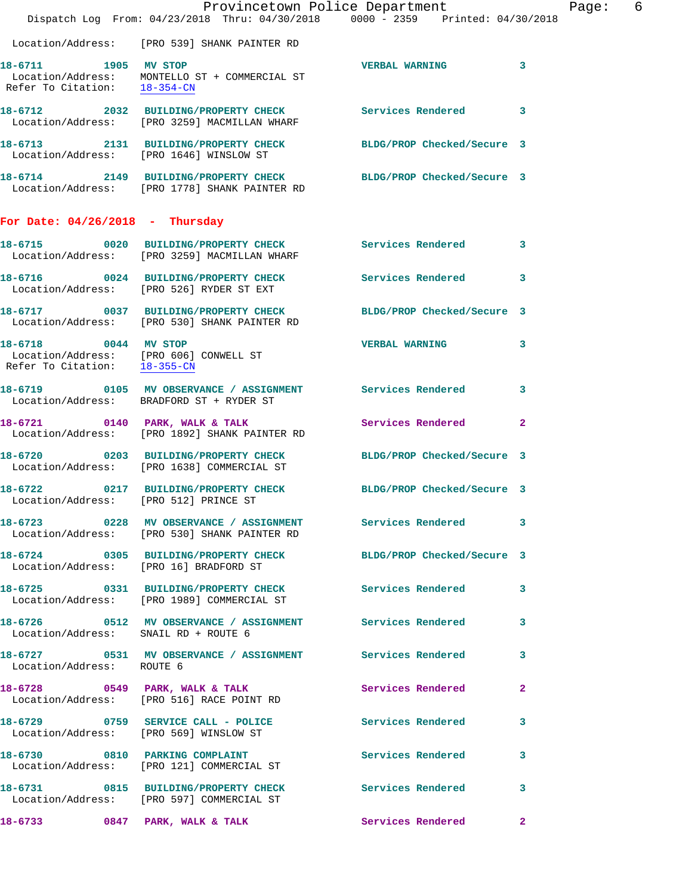Location/Address: [PRO 539] SHANK PAINTER RD

**18-6711** 1905 **MV STOP** VERBAL WARNING 3
Location/Address: MONTELLO ST + COMMERCIAL ST
Refer To Citation: 18-354-CN

**18-6712** 2032 **BUILDING/PROPERTY CHECK** Services Rendered 3
Location/Address: [PRO 3259] MACMILLAN WHARF

**18-6713** 2131 **BUILDING/PROPERTY CHECK** BLDG/PROP Checked/Secure 3
Location/Address: [PRO 1646] WINSLOW ST

**18-6714** 2149 **BUILDING/PROPERTY CHECK** BLDG/PROP Checked/Secure 3
Location/Address: [PRO 1778] SHANK PAINTER RD

## For Date: 04/26/2018 - Thursday

**18-6715** 0020 **BUILDING/PROPERTY CHECK** Services Rendered 3
Location/Address: [PRO 3259] MACMILLAN WHARF

**18-6716** 0024 **BUILDING/PROPERTY CHECK** Services Rendered 3
Location/Address: [PRO 526] RYDER ST EXT

**18-6717** 0037 **BUILDING/PROPERTY CHECK** BLDG/PROP Checked/Secure 3
Location/Address: [PRO 530] SHANK PAINTER RD

**18-6718** 0044 **MV STOP** VERBAL WARNING 3
Location/Address: [PRO 606] CONWELL ST
Refer To Citation: 18-355-CN

**18-6719** 0105 **MV OBSERVATION / ASSIGNMENT** Services Rendered 3
Location/Address: BRADFORD ST + RYDER ST

**18-6721** 0140 **PARK, WALK & TALK** Services Rendered 2
Location/Address: [PRO 1892] SHANK PAINTER RD

**18-6720** 0203 **BUILDING/PROPERTY CHECK** BLDG/PROP Checked/Secure 3
Location/Address: [PRO 1638] COMMERCIAL ST

**18-6722** 0217 **BUILDING/PROPERTY CHECK** BLDG/PROP Checked/Secure 3
Location/Address: [PRO 512] PRINCE ST

**18-6723** 0228 **MV OBSERVATION / ASSIGNMENT** Services Rendered 3
Location/Address: [PRO 530] SHANK PAINTER RD

**18-6724** 0305 **BUILDING/PROPERTY CHECK** BLDG/PROP Checked/Secure 3
Location/Address: [PRO 16] BRADFORD ST

**18-6725** 0331 **BUILDING/PROPERTY CHECK** Services Rendered 3
Location/Address: [PRO 1989] COMMERCIAL ST

**18-6726** 0512 **MV OBSERVATION / ASSIGNMENT** Services Rendered 3
Location/Address: SNAIL RD + ROUTE 6

**18-6727** 0531 **MV OBSERVATION / ASSIGNMENT** Services Rendered 3
Location/Address: ROUTE 6

**18-6728** 0549 **PARK, WALK & TALK** Services Rendered 2
Location/Address: [PRO 516] RACE POINT RD

**18-6729** 0759 **SERVICE CALL - POLICE** Services Rendered 3
Location/Address: [PRO 569] WINSLOW ST

**18-6730** 0810 **PARKING COMPLAINT** Services Rendered 3
Location/Address: [PRO 121] COMMERCIAL ST

**18-6731** 0815 **BUILDING/PROPERTY CHECK** Services Rendered 3
Location/Address: [PRO 597] COMMERCIAL ST

**18-6733** 0847 **PARK, WALK & TALK** Services Rendered 2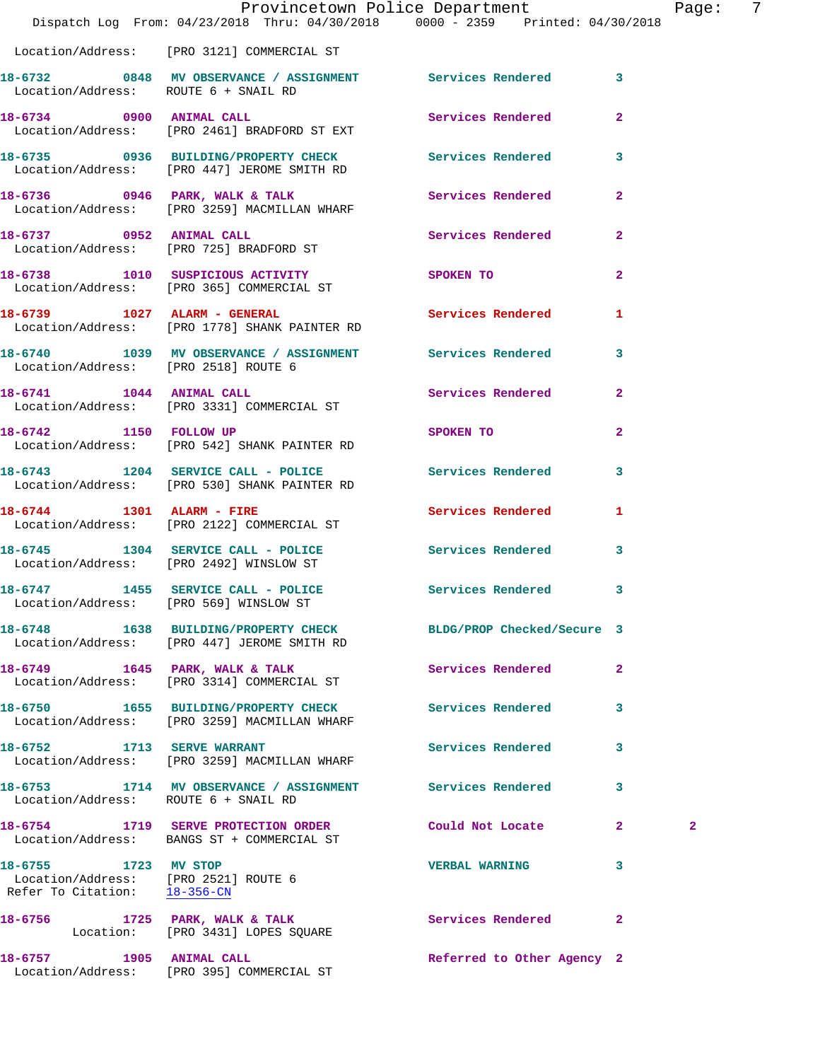Location/Address: [PRO 3121] COMMERCIAL ST

**18-6732** 0848 **MV OBSERVANCE / ASSIGNMENT** Services Rendered 3
Location/Address: ROUTE 6 + SNAIL RD

**18-6734** 0900 **ANIMAL CALL** Services Rendered 2
Location/Address: [PRO 2461] BRADFORD ST EXT

**18-6735** 0936 **BUILDING/PROPERTY CHECK** Services Rendered 3
Location/Address: [PRO 447] JEROME SMITH RD

**18-6736** 0946 **PARK, WALK & TALK** Services Rendered 2
Location/Address: [PRO 3259] MACMILLAN WHARF

**18-6737** 0952 **ANIMAL CALL** Services Rendered 2
Location/Address: [PRO 725] BRADFORD ST

**18-6738** 1010 **SUSPICIOUS ACTIVITY** SPOKEN TO 2
Location/Address: [PRO 365] COMMERCIAL ST

**18-6739** 1027 **ALARM - GENERAL** Services Rendered 1
Location/Address: [PRO 1778] SHANK PAINTER RD

**18-6740** 1039 **MV OBSERVANCE / ASSIGNMENT** Services Rendered 3
Location/Address: [PRO 2518] ROUTE 6

**18-6741** 1044 **ANIMAL CALL** Services Rendered 2
Location/Address: [PRO 3331] COMMERCIAL ST

**18-6742** 1150 **FOLLOW UP** SPOKEN TO 2
Location/Address: [PRO 542] SHANK PAINTER RD

**18-6743** 1204 **SERVICE CALL - POLICE** Services Rendered 3
Location/Address: [PRO 530] SHANK PAINTER RD

**18-6744** 1301 **ALARM - FIRE** Services Rendered 1
Location/Address: [PRO 2122] COMMERCIAL ST

**18-6745** 1304 **SERVICE CALL - POLICE** Services Rendered 3
Location/Address: [PRO 2492] WINSLOW ST

**18-6747** 1455 **SERVICE CALL - POLICE** Services Rendered 3
Location/Address: [PRO 569] WINSLOW ST

**18-6748** 1638 **BUILDING/PROPERTY CHECK** BLDG/PROP Checked/Secure 3
Location/Address: [PRO 447] JEROME SMITH RD

**18-6749** 1645 **PARK, WALK & TALK** Services Rendered 2
Location/Address: [PRO 3314] COMMERCIAL ST

**18-6750** 1655 **BUILDING/PROPERTY CHECK** Services Rendered 3
Location/Address: [PRO 3259] MACMILLAN WHARF

**18-6752** 1713 **SERVE WARRANT** Services Rendered 3
Location/Address: [PRO 3259] MACMILLAN WHARF

**18-6753** 1714 **MV OBSERVANCE / ASSIGNMENT** Services Rendered 3
Location/Address: ROUTE 6 + SNAIL RD

**18-6754** 1719 **SERVE PROTECTION ORDER** Could Not Locate 2 2
Location/Address: BANGS ST + COMMERCIAL ST

**18-6755** 1723 **MV STOP** VERBAL WARNING 3
Location/Address: [PRO 2521] ROUTE 6
Refer To Citation: 18-356-CN

**18-6756** 1725 **PARK, WALK & TALK** Services Rendered 2
Location: [PRO 3431] LOPES SQUARE

**18-6757** 1905 **ANIMAL CALL** Referred to Other Agency 2
Location/Address: [PRO 395] COMMERCIAL ST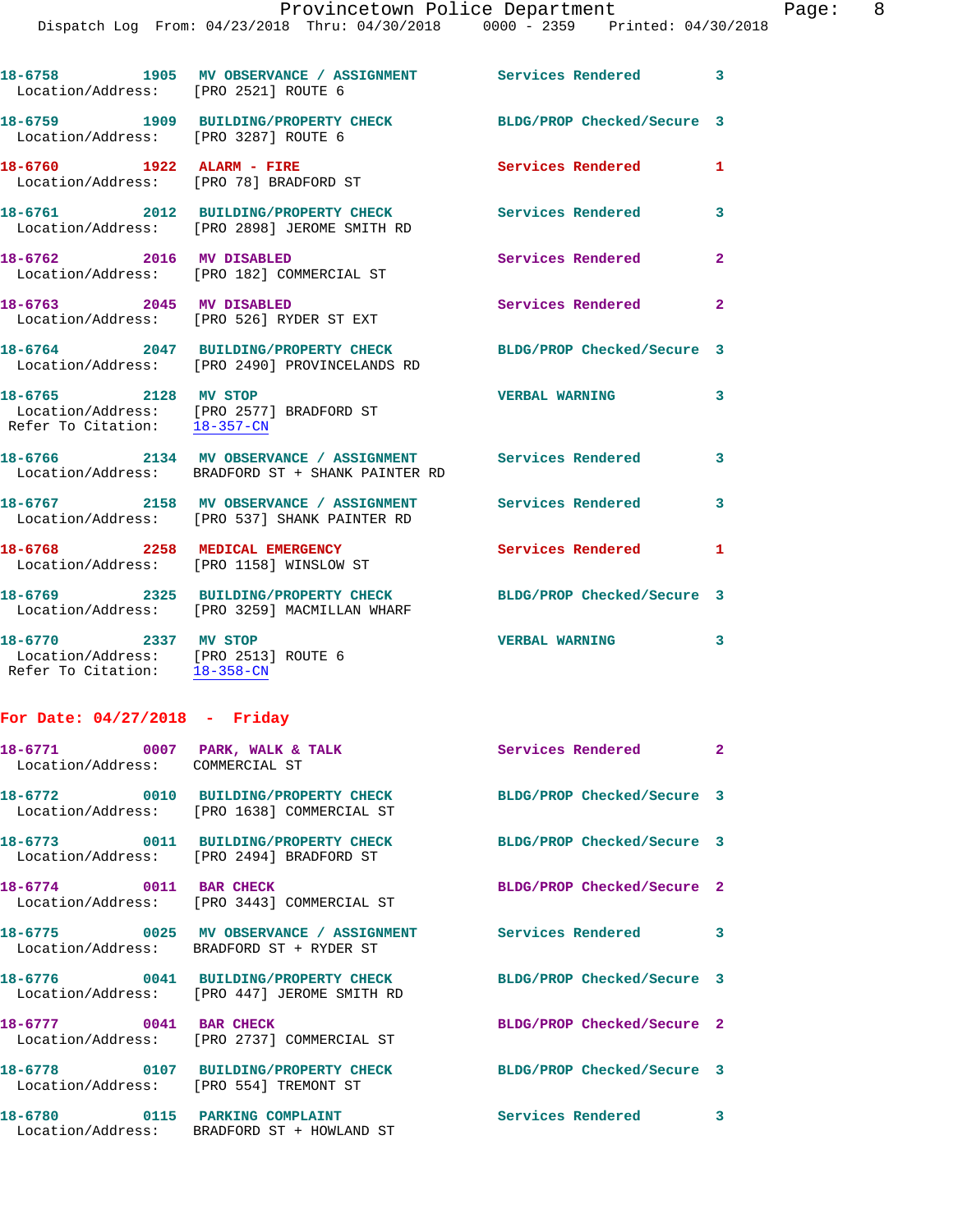18-6758 1905 MV OBSERVANCE / ASSIGNMENT Services Rendered 3
Location/Address: [PRO 2521] ROUTE 6

18-6759 1909 BUILDING/PROPERTY CHECK BLDG/PROP Checked/Secure 3
Location/Address: [PRO 3287] ROUTE 6

18-6760 1922 ALARM - FIRE Services Rendered 1
Location/Address: [PRO 78] BRADFORD ST

18-6761 2012 BUILDING/PROPERTY CHECK Services Rendered 3
Location/Address: [PRO 2898] JEROME SMITH RD

18-6762 2016 MV DISABLED Services Rendered 2
Location/Address: [PRO 182] COMMERCIAL ST

18-6763 2045 MV DISABLED Services Rendered 2
Location/Address: [PRO 526] RYDER ST EXT

18-6764 2047 BUILDING/PROPERTY CHECK BLDG/PROP Checked/Secure 3
Location/Address: [PRO 2490] PROVINCELANDS RD

18-6765 2128 MV STOP VERBAL WARNING 3
Location/Address: [PRO 2577] BRADFORD ST
Refer To Citation: 18-357-CN

18-6766 2134 MV OBSERVANCE / ASSIGNMENT Services Rendered 3
Location/Address: BRADFORD ST + SHANK PAINTER RD

18-6767 2158 MV OBSERVANCE / ASSIGNMENT Services Rendered 3
Location/Address: [PRO 537] SHANK PAINTER RD

18-6768 2258 MEDICAL EMERGENCY Services Rendered 1
Location/Address: [PRO 1158] WINSLOW ST

18-6769 2325 BUILDING/PROPERTY CHECK BLDG/PROP Checked/Secure 3
Location/Address: [PRO 3259] MACMILLAN WHARF

18-6770 2337 MV STOP VERBAL WARNING 3
Location/Address: [PRO 2513] ROUTE 6
Refer To Citation: 18-358-CN

## For Date: 04/27/2018 - Friday

18-6771 0007 PARK, WALK & TALK Services Rendered 2
Location/Address: COMMERCIAL ST

18-6772 0010 BUILDING/PROPERTY CHECK BLDG/PROP Checked/Secure 3
Location/Address: [PRO 1638] COMMERCIAL ST

18-6773 0011 BUILDING/PROPERTY CHECK BLDG/PROP Checked/Secure 3
Location/Address: [PRO 2494] BRADFORD ST

18-6774 0011 BAR CHECK BLDG/PROP Checked/Secure 2
Location/Address: [PRO 3443] COMMERCIAL ST

18-6775 0025 MV OBSERVANCE / ASSIGNMENT Services Rendered 3
Location/Address: BRADFORD ST + RYDER ST

18-6776 0041 BUILDING/PROPERTY CHECK BLDG/PROP Checked/Secure 3
Location/Address: [PRO 447] JEROME SMITH RD

18-6777 0041 BAR CHECK BLDG/PROP Checked/Secure 2
Location/Address: [PRO 2737] COMMERCIAL ST

18-6778 0107 BUILDING/PROPERTY CHECK BLDG/PROP Checked/Secure 3
Location/Address: [PRO 554] TREMONT ST

18-6780 0115 PARKING COMPLAINT Services Rendered 3
Location/Address: BRADFORD ST + HOWLAND ST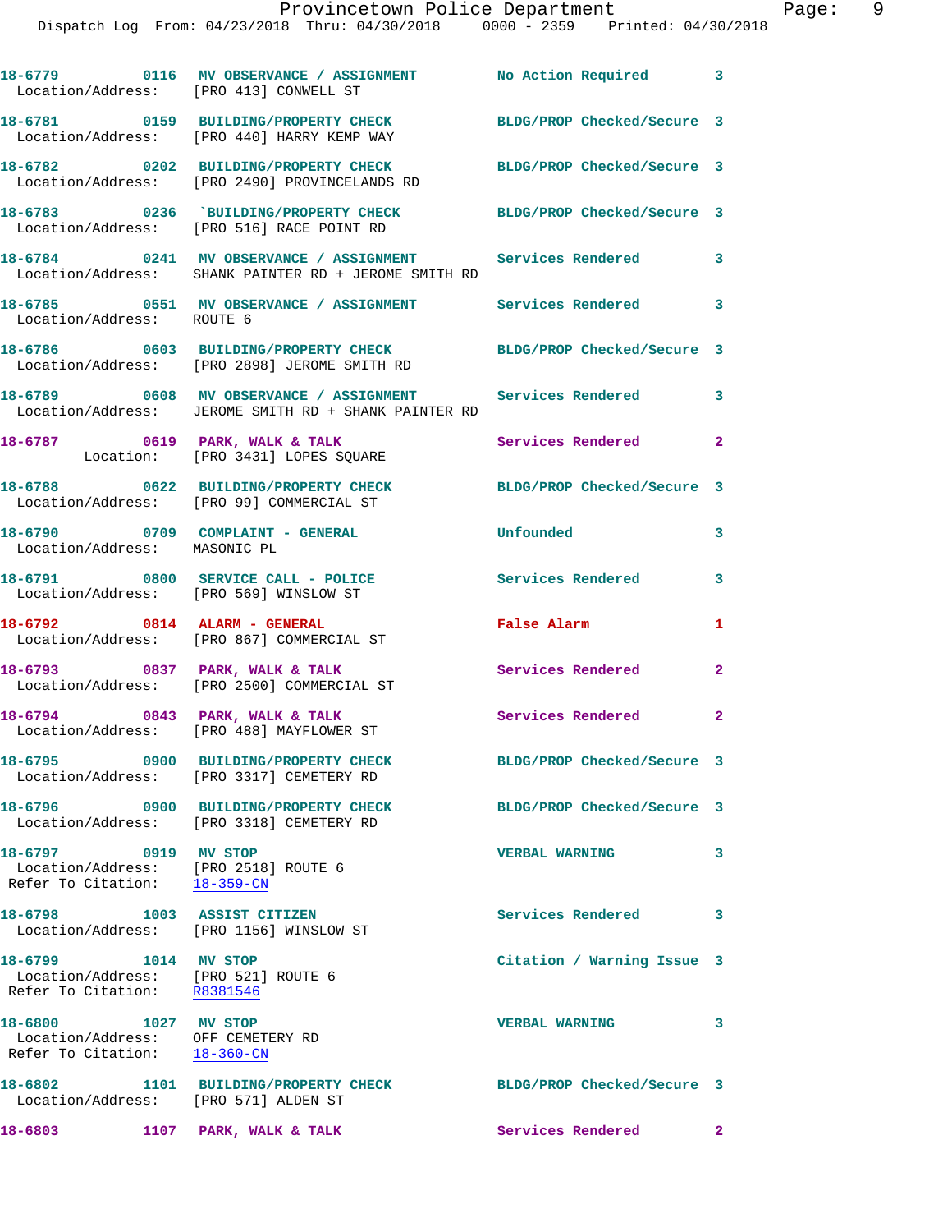18-6779 0116 MV OBSERVANCE / ASSIGNMENT No Action Required 3
Location/Address: [PRO 413] CONWELL ST

18-6781 0159 BUILDING/PROPERTY CHECK BLDG/PROP Checked/Secure 3
Location/Address: [PRO 440] HARRY KEMP WAY

18-6782 0202 BUILDING/PROPERTY CHECK BLDG/PROP Checked/Secure 3
Location/Address: [PRO 2490] PROVINCELANDS RD

18-6783 0236 `BUILDING/PROPERTY CHECK BLDG/PROP Checked/Secure 3
Location/Address: [PRO 516] RACE POINT RD

18-6784 0241 MV OBSERVANCE / ASSIGNMENT Services Rendered 3
Location/Address: SHANK PAINTER RD + JEROME SMITH RD

18-6785 0551 MV OBSERVANCE / ASSIGNMENT Services Rendered 3
Location/Address: ROUTE 6

18-6786 0603 BUILDING/PROPERTY CHECK BLDG/PROP Checked/Secure 3
Location/Address: [PRO 2898] JEROME SMITH RD

18-6789 0608 MV OBSERVANCE / ASSIGNMENT Services Rendered 3
Location/Address: JEROME SMITH RD + SHANK PAINTER RD

18-6787 0619 PARK, WALK & TALK Services Rendered 2
Location: [PRO 3431] LOPES SQUARE

18-6788 0622 BUILDING/PROPERTY CHECK BLDG/PROP Checked/Secure 3
Location/Address: [PRO 99] COMMERCIAL ST

18-6790 0709 COMPLAINT - GENERAL Unfounded 3
Location/Address: MASONIC PL

18-6791 0800 SERVICE CALL - POLICE Services Rendered 3
Location/Address: [PRO 569] WINSLOW ST

18-6792 0814 ALARM - GENERAL False Alarm 1
Location/Address: [PRO 867] COMMERCIAL ST

18-6793 0837 PARK, WALK & TALK Services Rendered 2
Location/Address: [PRO 2500] COMMERCIAL ST

18-6794 0843 PARK, WALK & TALK Services Rendered 2
Location/Address: [PRO 488] MAYFLOWER ST

18-6795 0900 BUILDING/PROPERTY CHECK BLDG/PROP Checked/Secure 3
Location/Address: [PRO 3317] CEMETERY RD

18-6796 0900 BUILDING/PROPERTY CHECK BLDG/PROP Checked/Secure 3
Location/Address: [PRO 3318] CEMETERY RD

18-6797 0919 MV STOP VERBAL WARNING 3
Location/Address: [PRO 2518] ROUTE 6
Refer To Citation: 18-359-CN

18-6798 1003 ASSIST CITIZEN Services Rendered 3
Location/Address: [PRO 1156] WINSLOW ST

18-6799 1014 MV STOP Citation / Warning Issue 3
Location/Address: [PRO 521] ROUTE 6
Refer To Citation: R8381546

18-6800 1027 MV STOP VERBAL WARNING 3
Location/Address: OFF CEMETERY RD
Refer To Citation: 18-360-CN

18-6802 1101 BUILDING/PROPERTY CHECK BLDG/PROP Checked/Secure 3
Location/Address: [PRO 571] ALDEN ST

18-6803 1107 PARK, WALK & TALK Services Rendered 2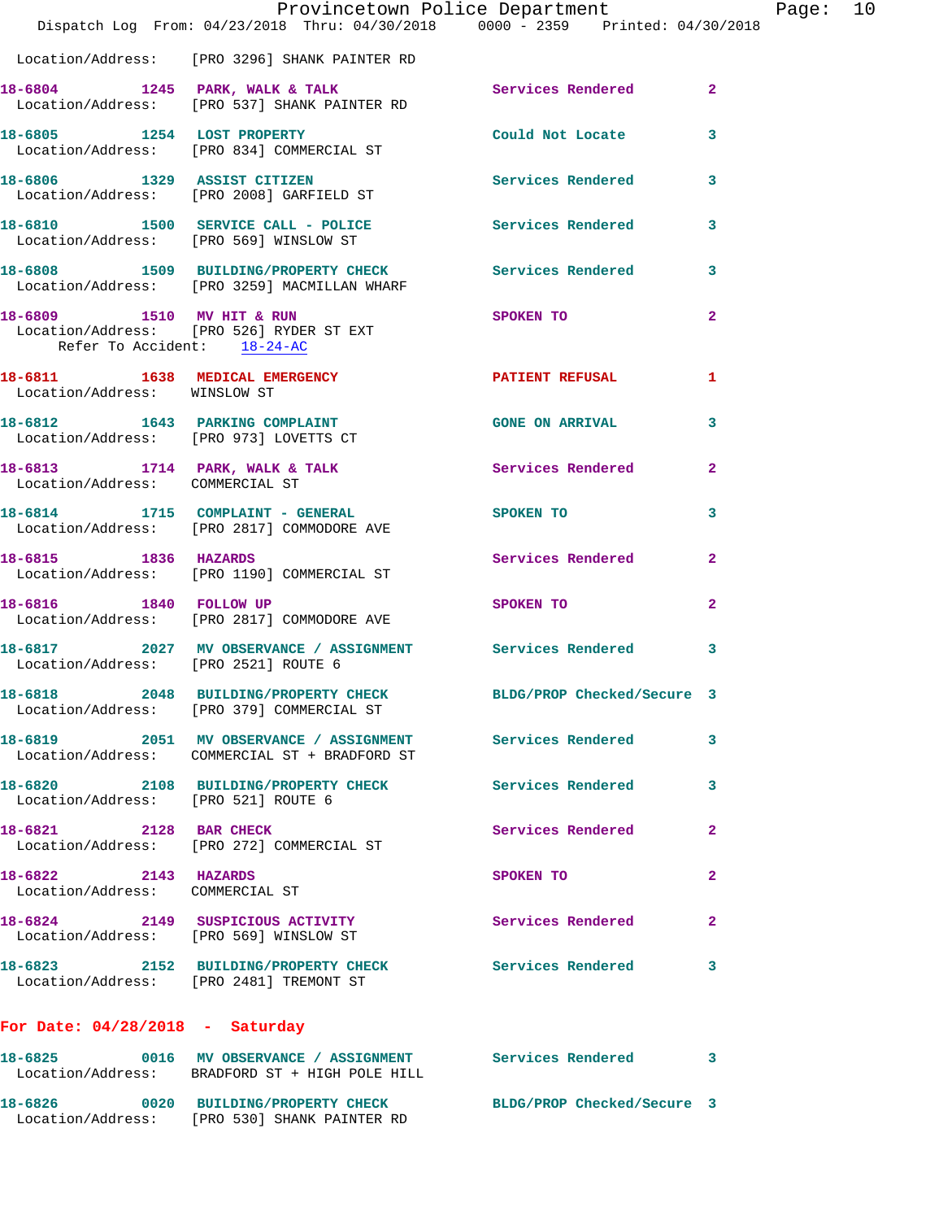Location/Address: [PRO 3296] SHANK PAINTER RD

**18-6804** 1245 **PARK, WALK & TALK** Services Rendered 2
Location/Address: [PRO 537] SHANK PAINTER RD

**18-6805** 1254 **LOST PROPERTY** Could Not Locate 3
Location/Address: [PRO 834] COMMERCIAL ST

**18-6806** 1329 **ASSIST CITIZEN** Services Rendered 3
Location/Address: [PRO 2008] GARFIELD ST

**18-6810** 1500 **SERVICE CALL - POLICE** Services Rendered 3
Location/Address: [PRO 569] WINSLOW ST

**18-6808** 1509 **BUILDING/PROPERTY CHECK** Services Rendered 3
Location/Address: [PRO 3259] MACMILLAN WHARF

**18-6809** 1510 **MV HIT & RUN** SPOKEN TO 2
Location/Address: [PRO 526] RYDER ST EXT
Refer To Accident: 18-24-AC

**18-6811** 1638 **MEDICAL EMERGENCY** PATIENT REFUSAL 1
Location/Address: WINSLOW ST

**18-6812** 1643 **PARKING COMPLAINT** GONE ON ARRIVAL 3
Location/Address: [PRO 973] LOVETTS CT

**18-6813** 1714 **PARK, WALK & TALK** Services Rendered 2
Location/Address: COMMERCIAL ST

**18-6814** 1715 **COMPLAINT - GENERAL** SPOKEN TO 3
Location/Address: [PRO 2817] COMMODORE AVE

**18-6815** 1836 **HAZARDS** Services Rendered 2
Location/Address: [PRO 1190] COMMERCIAL ST

**18-6816** 1840 **FOLLOW UP** SPOKEN TO 2
Location/Address: [PRO 2817] COMMODORE AVE

**18-6817** 2027 **MV OBSERVANCE / ASSIGNMENT** Services Rendered 3
Location/Address: [PRO 2521] ROUTE 6

**18-6818** 2048 **BUILDING/PROPERTY CHECK** BLDG/PROP Checked/Secure 3
Location/Address: [PRO 379] COMMERCIAL ST

**18-6819** 2051 **MV OBSERVANCE / ASSIGNMENT** Services Rendered 3
Location/Address: COMMERCIAL ST + BRADFORD ST

**18-6820** 2108 **BUILDING/PROPERTY CHECK** Services Rendered 3
Location/Address: [PRO 521] ROUTE 6

**18-6821** 2128 **BAR CHECK** Services Rendered 2
Location/Address: [PRO 272] COMMERCIAL ST

**18-6822** 2143 **HAZARDS** SPOKEN TO 2
Location/Address: COMMERCIAL ST

**18-6824** 2149 **SUSPICIOUS ACTIVITY** Services Rendered 2
Location/Address: [PRO 569] WINSLOW ST

**18-6823** 2152 **BUILDING/PROPERTY CHECK** Services Rendered 3
Location/Address: [PRO 2481] TREMONT ST

## For Date: 04/28/2018 - Saturday

**18-6825** 0016 **MV OBSERVANCE / ASSIGNMENT** Services Rendered 3
Location/Address: BRADFORD ST + HIGH POLE HILL

**18-6826** 0020 **BUILDING/PROPERTY CHECK** BLDG/PROP Checked/Secure 3
Location/Address: [PRO 530] SHANK PAINTER RD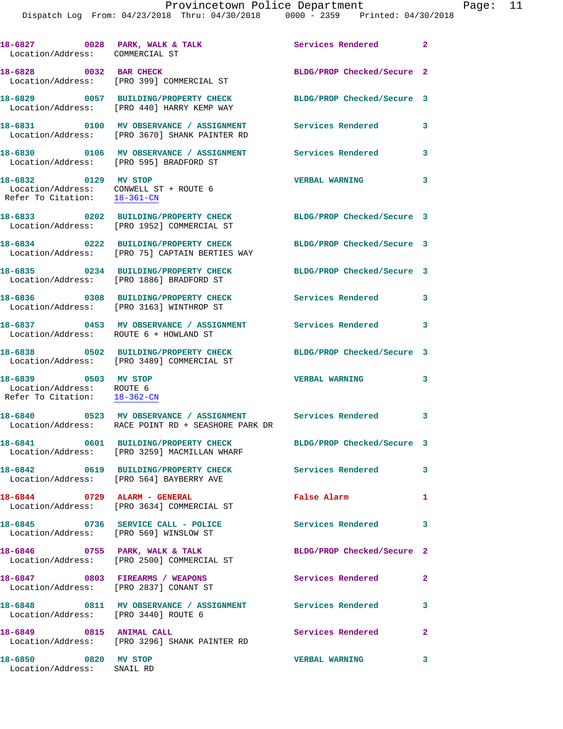18-6827 0028 PARK, WALK & TALK Services Rendered 2
Location/Address: COMMERCIAL ST

18-6828 0032 BAR CHECK BLDG/PROP Checked/Secure 2
Location/Address: [PRO 399] COMMERCIAL ST

18-6829 0057 BUILDING/PROPERTY CHECK BLDG/PROP Checked/Secure 3
Location/Address: [PRO 440] HARRY KEMP WAY

18-6831 0100 MV OBSERVANCE / ASSIGNMENT Services Rendered 3
Location/Address: [PRO 3670] SHANK PAINTER RD

18-6830 0106 MV OBSERVANCE / ASSIGNMENT Services Rendered 3
Location/Address: [PRO 595] BRADFORD ST

18-6832 0129 MV STOP VERBAL WARNING 3
Location/Address: CONWELL ST + ROUTE 6
Refer To Citation: 18-361-CN

18-6833 0202 BUILDING/PROPERTY CHECK BLDG/PROP Checked/Secure 3
Location/Address: [PRO 1952] COMMERCIAL ST

18-6834 0222 BUILDING/PROPERTY CHECK BLDG/PROP Checked/Secure 3
Location/Address: [PRO 75] CAPTAIN BERTIES WAY

18-6835 0234 BUILDING/PROPERTY CHECK BLDG/PROP Checked/Secure 3
Location/Address: [PRO 1886] BRADFORD ST

18-6836 0308 BUILDING/PROPERTY CHECK Services Rendered 3
Location/Address: [PRO 3163] WINTHROP ST

18-6837 0453 MV OBSERVANCE / ASSIGNMENT Services Rendered 3
Location/Address: ROUTE 6 + HOWLAND ST

18-6838 0502 BUILDING/PROPERTY CHECK BLDG/PROP Checked/Secure 3
Location/Address: [PRO 3489] COMMERCIAL ST

18-6839 0503 MV STOP VERBAL WARNING 3
Location/Address: ROUTE 6
Refer To Citation: 18-362-CN

18-6840 0523 MV OBSERVANCE / ASSIGNMENT Services Rendered 3
Location/Address: RACE POINT RD + SEASHORE PARK DR

18-6841 0601 BUILDING/PROPERTY CHECK BLDG/PROP Checked/Secure 3
Location/Address: [PRO 3259] MACMILLAN WHARF

18-6842 0619 BUILDING/PROPERTY CHECK Services Rendered 3
Location/Address: [PRO 564] BAYBERRY AVE

18-6844 0729 ALARM - GENERAL False Alarm 1
Location/Address: [PRO 3634] COMMERCIAL ST

18-6845 0736 SERVICE CALL - POLICE Services Rendered 3
Location/Address: [PRO 569] WINSLOW ST

18-6846 0755 PARK, WALK & TALK BLDG/PROP Checked/Secure 2
Location/Address: [PRO 2500] COMMERCIAL ST

18-6847 0803 FIREARMS / WEAPONS Services Rendered 2
Location/Address: [PRO 2837] CONANT ST

18-6848 0811 MV OBSERVANCE / ASSIGNMENT Services Rendered 3
Location/Address: [PRO 3440] ROUTE 6

18-6849 0815 ANIMAL CALL Services Rendered 2
Location/Address: [PRO 3296] SHANK PAINTER RD

18-6850 0820 MV STOP VERBAL WARNING 3
Location/Address: SNAIL RD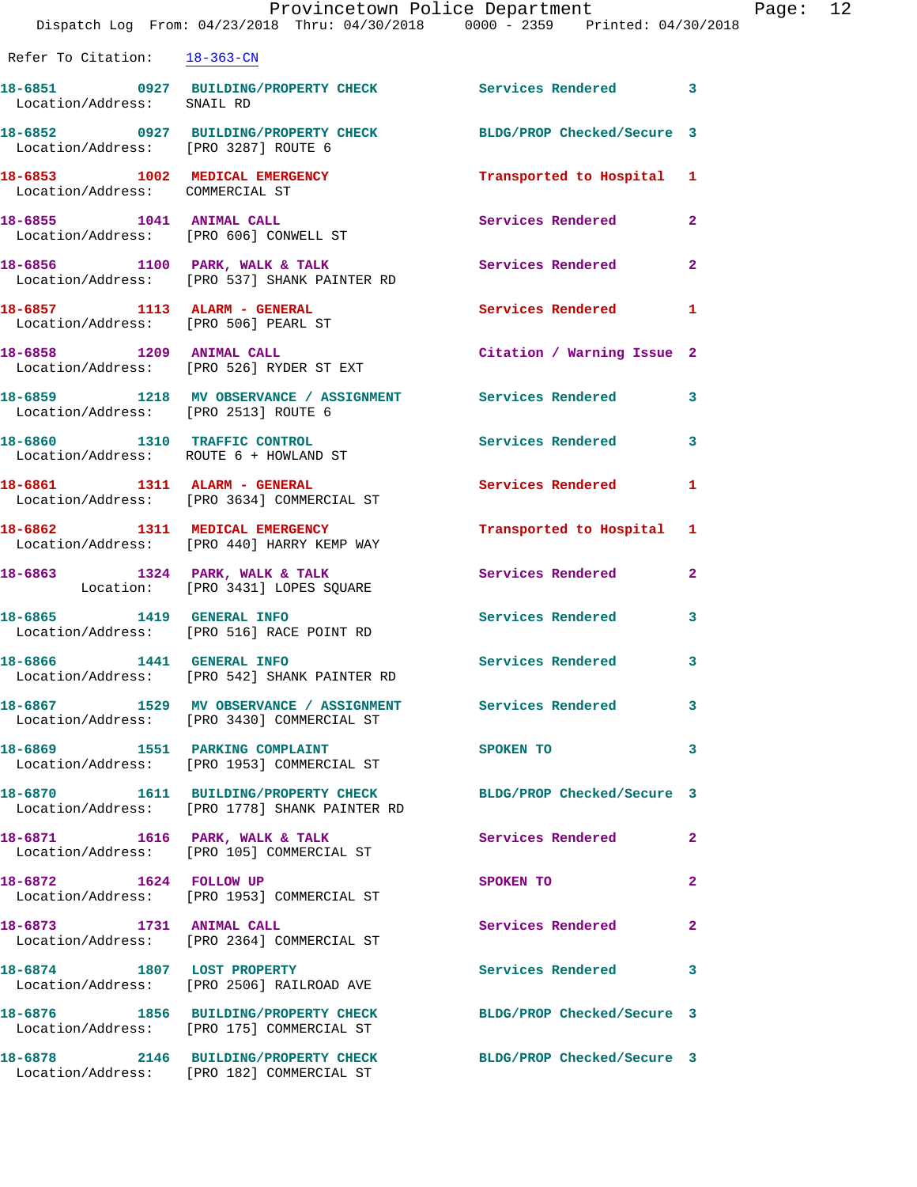Refer To Citation: 18-363-CN

18-6851 0927 BUILDING/PROPERTY CHECK Services Rendered 3
Location/Address: SNAIL RD

18-6852 0927 BUILDING/PROPERTY CHECK BLDG/PROP Checked/Secure 3
Location/Address: [PRO 3287] ROUTE 6

18-6853 1002 MEDICAL EMERGENCY Transported to Hospital 1
Location/Address: COMMERCIAL ST

18-6855 1041 ANIMAL CALL Services Rendered 2
Location/Address: [PRO 606] CONWELL ST

18-6856 1100 PARK, WALK & TALK Services Rendered 2
Location/Address: [PRO 537] SHANK PAINTER RD

18-6857 1113 ALARM - GENERAL Services Rendered 1
Location/Address: [PRO 506] PEARL ST

18-6858 1209 ANIMAL CALL Citation / Warning Issue 2
Location/Address: [PRO 526] RYDER ST EXT

18-6859 1218 MV OBSERVANCE / ASSIGNMENT Services Rendered 3
Location/Address: [PRO 2513] ROUTE 6

18-6860 1310 TRAFFIC CONTROL Services Rendered 3
Location/Address: ROUTE 6 + HOWLAND ST

18-6861 1311 ALARM - GENERAL Services Rendered 1
Location/Address: [PRO 3634] COMMERCIAL ST

18-6862 1311 MEDICAL EMERGENCY Transported to Hospital 1
Location/Address: [PRO 440] HARRY KEMP WAY

18-6863 1324 PARK, WALK & TALK Services Rendered 2
Location: [PRO 3431] LOPES SQUARE

18-6865 1419 GENERAL INFO Services Rendered 3
Location/Address: [PRO 516] RACE POINT RD

18-6866 1441 GENERAL INFO Services Rendered 3
Location/Address: [PRO 542] SHANK PAINTER RD

18-6867 1529 MV OBSERVANCE / ASSIGNMENT Services Rendered 3
Location/Address: [PRO 3430] COMMERCIAL ST

18-6869 1551 PARKING COMPLAINT SPOKEN TO 3
Location/Address: [PRO 1953] COMMERCIAL ST

18-6870 1611 BUILDING/PROPERTY CHECK BLDG/PROP Checked/Secure 3
Location/Address: [PRO 1778] SHANK PAINTER RD

18-6871 1616 PARK, WALK & TALK Services Rendered 2
Location/Address: [PRO 105] COMMERCIAL ST

18-6872 1624 FOLLOW UP SPOKEN TO 2
Location/Address: [PRO 1953] COMMERCIAL ST

18-6873 1731 ANIMAL CALL Services Rendered 2
Location/Address: [PRO 2364] COMMERCIAL ST

18-6874 1807 LOST PROPERTY Services Rendered 3
Location/Address: [PRO 2506] RAILROAD AVE

18-6876 1856 BUILDING/PROPERTY CHECK BLDG/PROP Checked/Secure 3
Location/Address: [PRO 175] COMMERCIAL ST

18-6878 2146 BUILDING/PROPERTY CHECK BLDG/PROP Checked/Secure 3
Location/Address: [PRO 182] COMMERCIAL ST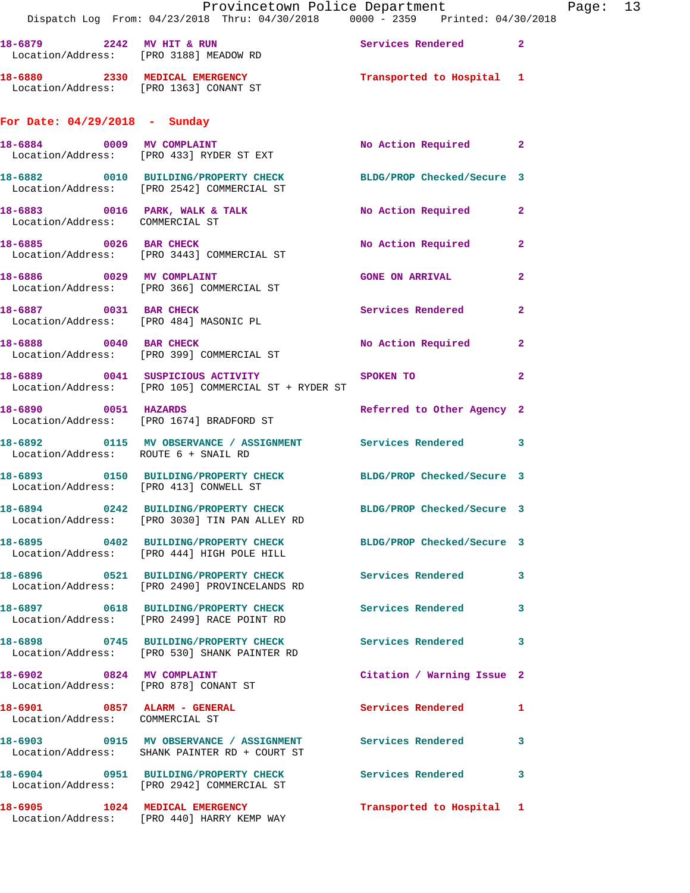18-6879 2242 MV HIT & RUN Services Rendered 2
Location/Address: [PRO 3188] MEADOW RD

18-6880 2330 MEDICAL EMERGENCY Transported to Hospital 1
Location/Address: [PRO 1363] CONANT ST

**For Date: 04/29/2018 - Sunday**

18-6884 0009 MV COMPLAINT No Action Required 2
Location/Address: [PRO 433] RYDER ST EXT

18-6882 0010 BUILDING/PROPERTY CHECK BLDG/PROP Checked/Secure 3
Location/Address: [PRO 2542] COMMERCIAL ST

18-6883 0016 PARK, WALK & TALK No Action Required 2
Location/Address: COMMERCIAL ST

18-6885 0026 BAR CHECK No Action Required 2
Location/Address: [PRO 3443] COMMERCIAL ST

18-6886 0029 MV COMPLAINT GONE ON ARRIVAL 2
Location/Address: [PRO 366] COMMERCIAL ST

18-6887 0031 BAR CHECK Services Rendered 2
Location/Address: [PRO 484] MASONIC PL

18-6888 0040 BAR CHECK No Action Required 2
Location/Address: [PRO 399] COMMERCIAL ST

18-6889 0041 SUSPICIOUS ACTIVITY SPOKEN TO 2
Location/Address: [PRO 105] COMMERCIAL ST + RYDER ST

18-6890 0051 HAZARDS Referred to Other Agency 2
Location/Address: [PRO 1674] BRADFORD ST

18-6892 0115 MV OBSERVANCE / ASSIGNMENT Services Rendered 3
Location/Address: ROUTE 6 + SNAIL RD

18-6893 0150 BUILDING/PROPERTY CHECK BLDG/PROP Checked/Secure 3
Location/Address: [PRO 413] CONWELL ST

18-6894 0242 BUILDING/PROPERTY CHECK BLDG/PROP Checked/Secure 3
Location/Address: [PRO 3030] TIN PAN ALLEY RD

18-6895 0402 BUILDING/PROPERTY CHECK BLDG/PROP Checked/Secure 3
Location/Address: [PRO 444] HIGH POLE HILL

18-6896 0521 BUILDING/PROPERTY CHECK Services Rendered 3
Location/Address: [PRO 2490] PROVINCELANDS RD

18-6897 0618 BUILDING/PROPERTY CHECK Services Rendered 3
Location/Address: [PRO 2499] RACE POINT RD

18-6898 0745 BUILDING/PROPERTY CHECK Services Rendered 3
Location/Address: [PRO 530] SHANK PAINTER RD

18-6902 0824 MV COMPLAINT Citation / Warning Issue 2
Location/Address: [PRO 878] CONANT ST

18-6901 0857 ALARM - GENERAL Services Rendered 1
Location/Address: COMMERCIAL ST

18-6903 0915 MV OBSERVANCE / ASSIGNMENT Services Rendered 3
Location/Address: SHANK PAINTER RD + COURT ST

18-6904 0951 BUILDING/PROPERTY CHECK Services Rendered 3
Location/Address: [PRO 2942] COMMERCIAL ST

18-6905 1024 MEDICAL EMERGENCY Transported to Hospital 1
Location/Address: [PRO 440] HARRY KEMP WAY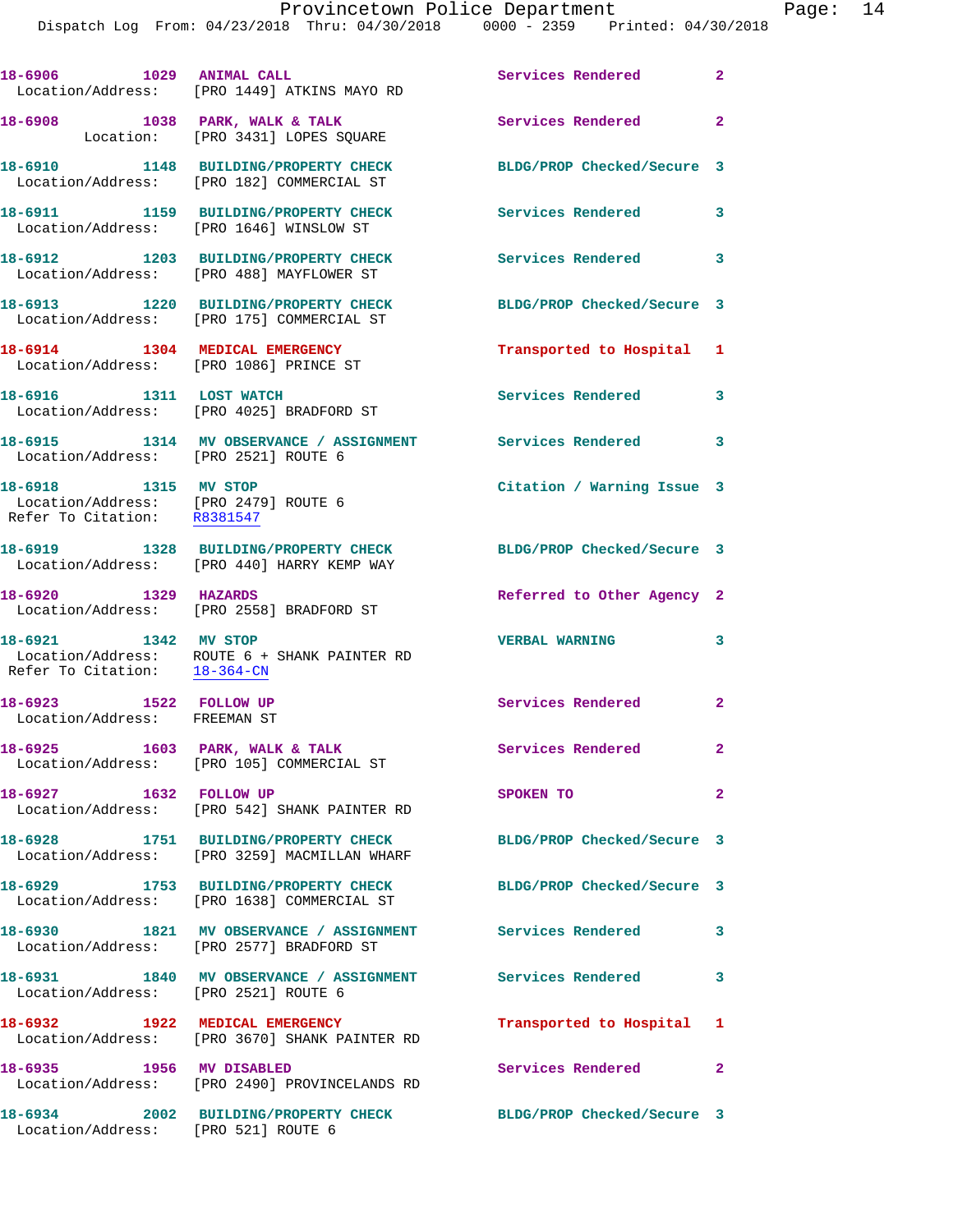18-6906 1029 ANIMAL CALL Services Rendered 2
Location/Address: [PRO 1449] ATKINS MAYO RD

18-6908 1038 PARK, WALK & TALK Services Rendered 2
Location: [PRO 3431] LOPES SQUARE

18-6910 1148 BUILDING/PROPERTY CHECK BLDG/PROP Checked/Secure 3
Location/Address: [PRO 182] COMMERCIAL ST

18-6911 1159 BUILDING/PROPERTY CHECK Services Rendered 3
Location/Address: [PRO 1646] WINSLOW ST

18-6912 1203 BUILDING/PROPERTY CHECK Services Rendered 3
Location/Address: [PRO 488] MAYFLOWER ST

18-6913 1220 BUILDING/PROPERTY CHECK BLDG/PROP Checked/Secure 3
Location/Address: [PRO 175] COMMERCIAL ST

18-6914 1304 MEDICAL EMERGENCY Transported to Hospital 1
Location/Address: [PRO 1086] PRINCE ST

18-6916 1311 LOST WATCH Services Rendered 3
Location/Address: [PRO 4025] BRADFORD ST

18-6915 1314 MV OBSERVANCE / ASSIGNMENT Services Rendered 3
Location/Address: [PRO 2521] ROUTE 6

18-6918 1315 MV STOP Citation / Warning Issue 3
Location/Address: [PRO 2479] ROUTE 6
Refer To Citation: R8381547

18-6919 1328 BUILDING/PROPERTY CHECK BLDG/PROP Checked/Secure 3
Location/Address: [PRO 440] HARRY KEMP WAY

18-6920 1329 HAZARDS Referred to Other Agency 2
Location/Address: [PRO 2558] BRADFORD ST

18-6921 1342 MV STOP VERBAL WARNING 3
Location/Address: ROUTE 6 + SHANK PAINTER RD
Refer To Citation: 18-364-CN

18-6923 1522 FOLLOW UP Services Rendered 2
Location/Address: FREEMAN ST

18-6925 1603 PARK, WALK & TALK Services Rendered 2
Location/Address: [PRO 105] COMMERCIAL ST

18-6927 1632 FOLLOW UP SPOKEN TO 2
Location/Address: [PRO 542] SHANK PAINTER RD

18-6928 1751 BUILDING/PROPERTY CHECK BLDG/PROP Checked/Secure 3
Location/Address: [PRO 3259] MACMILLAN WHARF

18-6929 1753 BUILDING/PROPERTY CHECK BLDG/PROP Checked/Secure 3
Location/Address: [PRO 1638] COMMERCIAL ST

18-6930 1821 MV OBSERVANCE / ASSIGNMENT Services Rendered 3
Location/Address: [PRO 2577] BRADFORD ST

18-6931 1840 MV OBSERVANCE / ASSIGNMENT Services Rendered 3
Location/Address: [PRO 2521] ROUTE 6

18-6932 1922 MEDICAL EMERGENCY Transported to Hospital 1
Location/Address: [PRO 3670] SHANK PAINTER RD

18-6935 1956 MV DISABLED Services Rendered 2
Location/Address: [PRO 2490] PROVINCELANDS RD

18-6934 2002 BUILDING/PROPERTY CHECK BLDG/PROP Checked/Secure 3
Location/Address: [PRO 521] ROUTE 6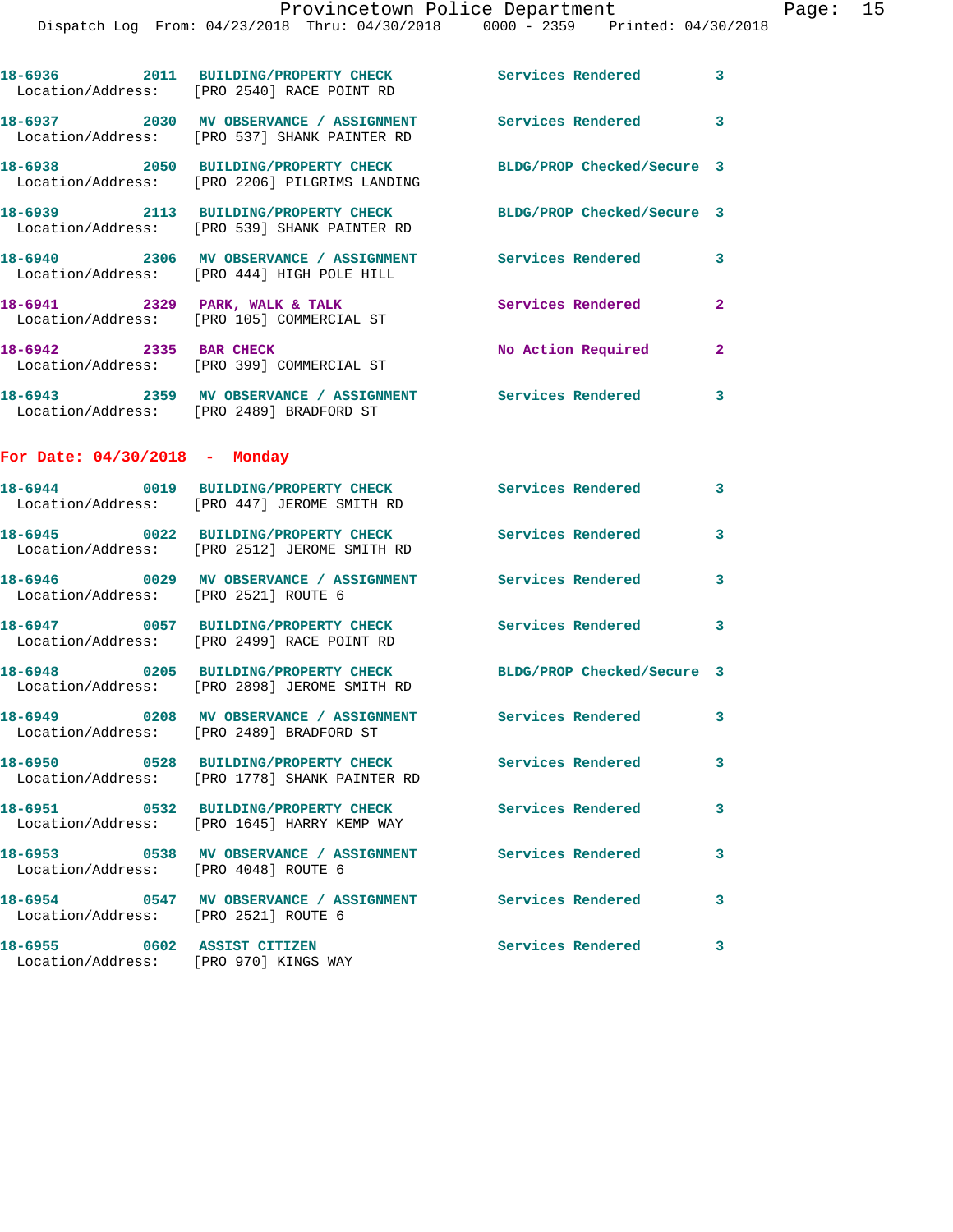| | | | | |
|---|---|---|---|---|
| 18-6936 | 2011 | BUILDING/PROPERTY CHECK | Services Rendered | 3 |
| Location/Address: | | [PRO 2540] RACE POINT RD | | |
| 18-6937 | 2030 | MV OBSERVANCE / ASSIGNMENT | Services Rendered | 3 |
| Location/Address: | | [PRO 537] SHANK PAINTER RD | | |
| 18-6938 | 2050 | BUILDING/PROPERTY CHECK | BLDG/PROP Checked/Secure | 3 |
| Location/Address: | | [PRO 2206] PILGRIMS LANDING | | |
| 18-6939 | 2113 | BUILDING/PROPERTY CHECK | BLDG/PROP Checked/Secure | 3 |
| Location/Address: | | [PRO 539] SHANK PAINTER RD | | |
| 18-6940 | 2306 | MV OBSERVANCE / ASSIGNMENT | Services Rendered | 3 |
| Location/Address: | | [PRO 444] HIGH POLE HILL | | |
| 18-6941 | 2329 | PARK, WALK & TALK | Services Rendered | 2 |
| Location/Address: | | [PRO 105] COMMERCIAL ST | | |
| 18-6942 | 2335 | BAR CHECK | No Action Required | 2 |
| Location/Address: | | [PRO 399] COMMERCIAL ST | | |
| 18-6943 | 2359 | MV OBSERVANCE / ASSIGNMENT | Services Rendered | 3 |
| Location/Address: | | [PRO 2489] BRADFORD ST | | |

**For Date: 04/30/2018 - Monday**

| | | | | |
|---|---|---|---|---|
| 18-6944 | 0019 | BUILDING/PROPERTY CHECK | Services Rendered | 3 |
| Location/Address: | | [PRO 447] JEROME SMITH RD | | |
| 18-6945 | 0022 | BUILDING/PROPERTY CHECK | Services Rendered | 3 |
| Location/Address: | | [PRO 2512] JEROME SMITH RD | | |
| 18-6946 | 0029 | MV OBSERVANCE / ASSIGNMENT | Services Rendered | 3 |
| Location/Address: | | [PRO 2521] ROUTE 6 | | |
| 18-6947 | 0057 | BUILDING/PROPERTY CHECK | Services Rendered | 3 |
| Location/Address: | | [PRO 2499] RACE POINT RD | | |
| 18-6948 | 0205 | BUILDING/PROPERTY CHECK | BLDG/PROP Checked/Secure | 3 |
| Location/Address: | | [PRO 2898] JEROME SMITH RD | | |
| 18-6949 | 0208 | MV OBSERVANCE / ASSIGNMENT | Services Rendered | 3 |
| Location/Address: | | [PRO 2489] BRADFORD ST | | |
| 18-6950 | 0528 | BUILDING/PROPERTY CHECK | Services Rendered | 3 |
| Location/Address: | | [PRO 1778] SHANK PAINTER RD | | |
| 18-6951 | 0532 | BUILDING/PROPERTY CHECK | Services Rendered | 3 |
| Location/Address: | | [PRO 1645] HARRY KEMP WAY | | |
| 18-6953 | 0538 | MV OBSERVANCE / ASSIGNMENT | Services Rendered | 3 |
| Location/Address: | | [PRO 4048] ROUTE 6 | | |
| 18-6954 | 0547 | MV OBSERVANCE / ASSIGNMENT | Services Rendered | 3 |
| Location/Address: | | [PRO 2521] ROUTE 6 | | |
| 18-6955 | 0602 | ASSIST CITIZEN | Services Rendered | 3 |
| Location/Address: | | [PRO 970] KINGS WAY | | |